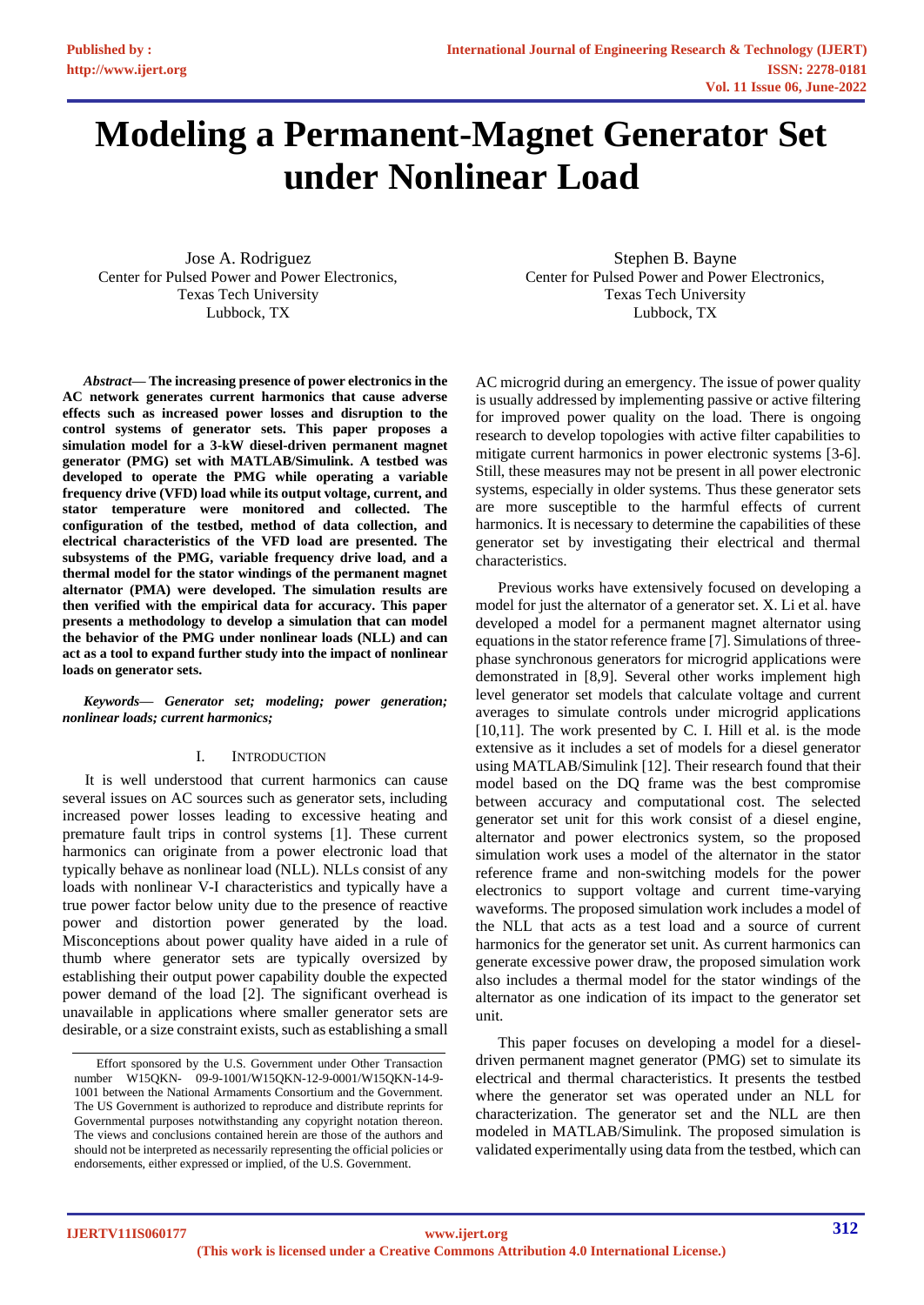# Modeling a Permanent-Magnet Generator Set under Nonlinear Load

Jose A. Rodriguez
Center for Pulsed Power and Power Electronics,
Texas Tech University
Lubbock, TX

Stephen B. Bayne
Center for Pulsed Power and Power Electronics,
Texas Tech University
Lubbock, TX

***Abstract*— The increasing presence of power electronics in the AC network generates current harmonics that cause adverse effects such as increased power losses and disruption to the control systems of generator sets. This paper proposes a simulation model for a 3-kW diesel-driven permanent magnet generator (PMG) set with MATLAB/Simulink. A testbed was developed to operate the PMG while operating a variable frequency drive (VFD) load while its output voltage, current, and stator temperature were monitored and collected. The configuration of the testbed, method of data collection, and electrical characteristics of the VFD load are presented. The subsystems of the PMG, variable frequency drive load, and a thermal model for the stator windings of the permanent magnet alternator (PMA) were developed. The simulation results are then verified with the empirical data for accuracy. This paper presents a methodology to develop a simulation that can model the behavior of the PMG under nonlinear loads (NLL) and can act as a tool to expand further study into the impact of nonlinear loads on generator sets.**

***Keywords*— *Generator set; modeling; power generation; nonlinear loads; current harmonics;***

## I. Introduction

It is well understood that current harmonics can cause several issues on AC sources such as generator sets, including increased power losses leading to excessive heating and premature fault trips in control systems [1]. These current harmonics can originate from a power electronic load that typically behave as nonlinear load (NLL). NLLs consist of any loads with nonlinear V-I characteristics and typically have a true power factor below unity due to the presence of reactive power and distortion power generated by the load. Misconceptions about power quality have aided in a rule of thumb where generator sets are typically oversized by establishing their output power capability double the expected power demand of the load [2]. The significant overhead is unavailable in applications where smaller generator sets are desirable, or a size constraint exists, such as establishing a small AC microgrid during an emergency. The issue of power quality is usually addressed by implementing passive or active filtering for improved power quality on the load. There is ongoing research to develop topologies with active filter capabilities to mitigate current harmonics in power electronic systems [3-6]. Still, these measures may not be present in all power electronic systems, especially in older systems. Thus these generator sets are more susceptible to the harmful effects of current harmonics. It is necessary to determine the capabilities of these generator set by investigating their electrical and thermal characteristics.

Previous works have extensively focused on developing a model for just the alternator of a generator set. X. Li et al. have developed a model for a permanent magnet alternator using equations in the stator reference frame [7]. Simulations of three-phase synchronous generators for microgrid applications were demonstrated in [8,9]. Several other works implement high level generator set models that calculate voltage and current averages to simulate controls under microgrid applications [10,11]. The work presented by C. I. Hill et al. is the mode extensive as it includes a set of models for a diesel generator using MATLAB/Simulink [12]. Their research found that their model based on the DQ frame was the best compromise between accuracy and computational cost. The selected generator set unit for this work consist of a diesel engine, alternator and power electronics system, so the proposed simulation work uses a model of the alternator in the stator reference frame and non-switching models for the power electronics to support voltage and current time-varying waveforms. The proposed simulation work includes a model of the NLL that acts as a test load and a source of current harmonics for the generator set unit. As current harmonics can generate excessive power draw, the proposed simulation work also includes a thermal model for the stator windings of the alternator as one indication of its impact to the generator set unit.

This paper focuses on developing a model for a diesel-driven permanent magnet generator (PMG) set to simulate its electrical and thermal characteristics. It presents the testbed where the generator set was operated under an NLL for characterization. The generator set and the NLL are then modeled in MATLAB/Simulink. The proposed simulation is validated experimentally using data from the testbed, which can

Effort sponsored by the U.S. Government under Other Transaction number W15QKN- 09-9-1001/W15QKN-12-9-0001/W15QKN-14-9-1001 between the National Armaments Consortium and the Government. The US Government is authorized to reproduce and distribute reprints for Governmental purposes notwithstanding any copyright notation thereon. The views and conclusions contained herein are those of the authors and should not be interpreted as necessarily representing the official policies or endorsements, either expressed or implied, of the U.S. Government.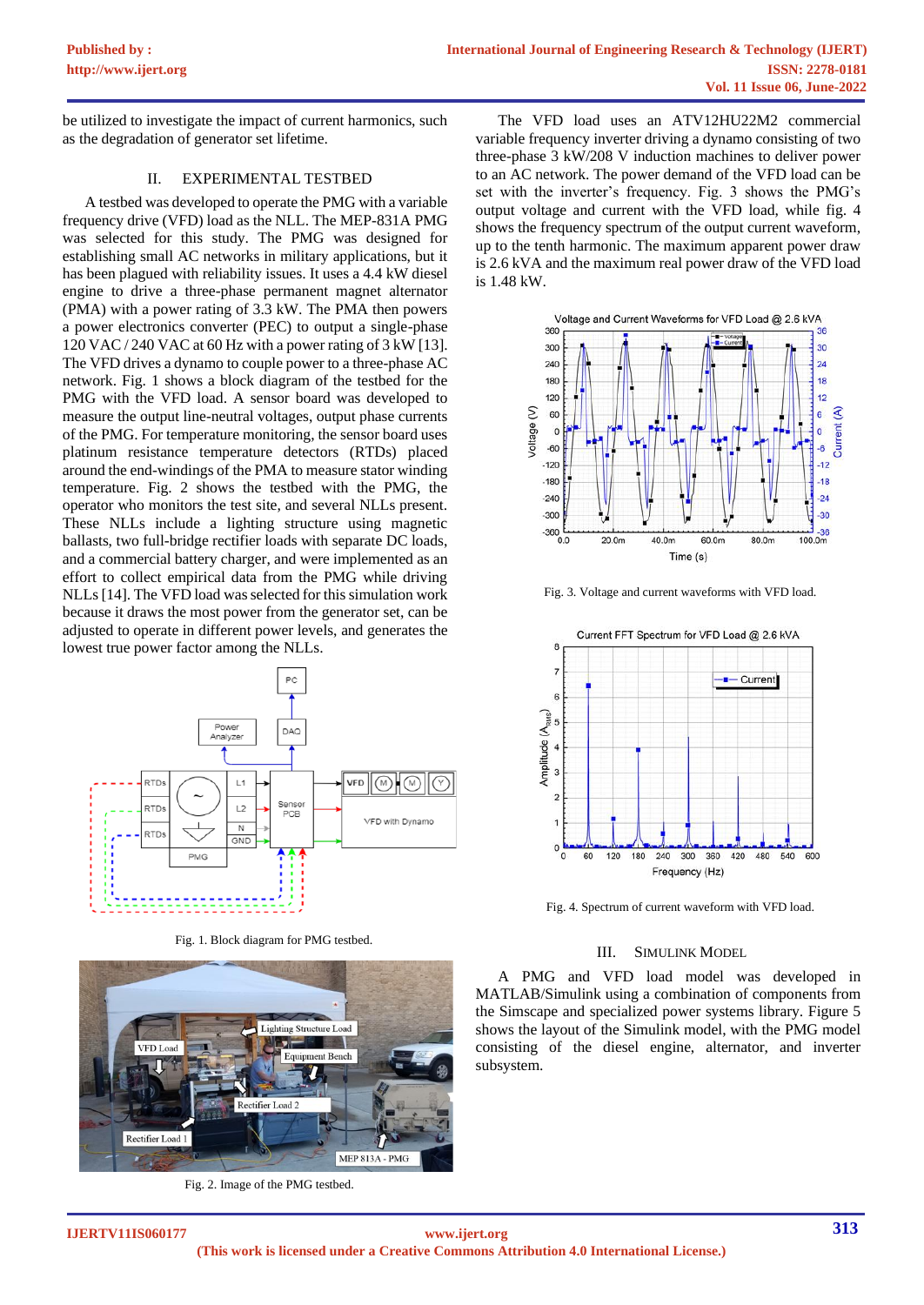be utilized to investigate the impact of current harmonics, such as the degradation of generator set lifetime.

## II. EXPERIMENTAL TESTBED

A testbed was developed to operate the PMG with a variable frequency drive (VFD) load as the NLL. The MEP-831A PMG was selected for this study. The PMG was designed for establishing small AC networks in military applications, but it has been plagued with reliability issues. It uses a 4.4 kW diesel engine to drive a three-phase permanent magnet alternator (PMA) with a power rating of 3.3 kW. The PMA then powers a power electronics converter (PEC) to output a single-phase 120 VAC / 240 VAC at 60 Hz with a power rating of 3 kW [13]. The VFD drives a dynamo to couple power to a three-phase AC network. Fig. 1 shows a block diagram of the testbed for the PMG with the VFD load. A sensor board was developed to measure the output line-neutral voltages, output phase currents of the PMG. For temperature monitoring, the sensor board uses platinum resistance temperature detectors (RTDs) placed around the end-windings of the PMA to measure stator winding temperature. Fig. 2 shows the testbed with the PMG, the operator who monitors the test site, and several NLLs present. These NLLs include a lighting structure using magnetic ballasts, two full-bridge rectifier loads with separate DC loads, and a commercial battery charger, and were implemented as an effort to collect empirical data from the PMG while driving NLLs [14]. The VFD load was selected for this simulation work because it draws the most power from the generator set, can be adjusted to operate in different power levels, and generates the lowest true power factor among the NLLs.

Fig. 1. Block diagram for PMG testbed.

Fig. 2. Image of the PMG testbed.

The VFD load uses an ATV12HU22M2 commercial variable frequency inverter driving a dynamo consisting of two three-phase 3 kW/208 V induction machines to deliver power to an AC network. The power demand of the VFD load can be set with the inverter's frequency. Fig. 3 shows the PMG's output voltage and current with the VFD load, while fig. 4 shows the frequency spectrum of the output current waveform, up to the tenth harmonic. The maximum apparent power draw is 2.6 kVA and the maximum real power draw of the VFD load is 1.48 kW.

Fig. 3. Voltage and current waveforms with VFD load.

Fig. 4. Spectrum of current waveform with VFD load.

## III. SIMULINK MODEL

A PMG and VFD load model was developed in MATLAB/Simulink using a combination of components from the Simscape and specialized power systems library. Figure 5 shows the layout of the Simulink model, with the PMG model consisting of the diesel engine, alternator, and inverter subsystem.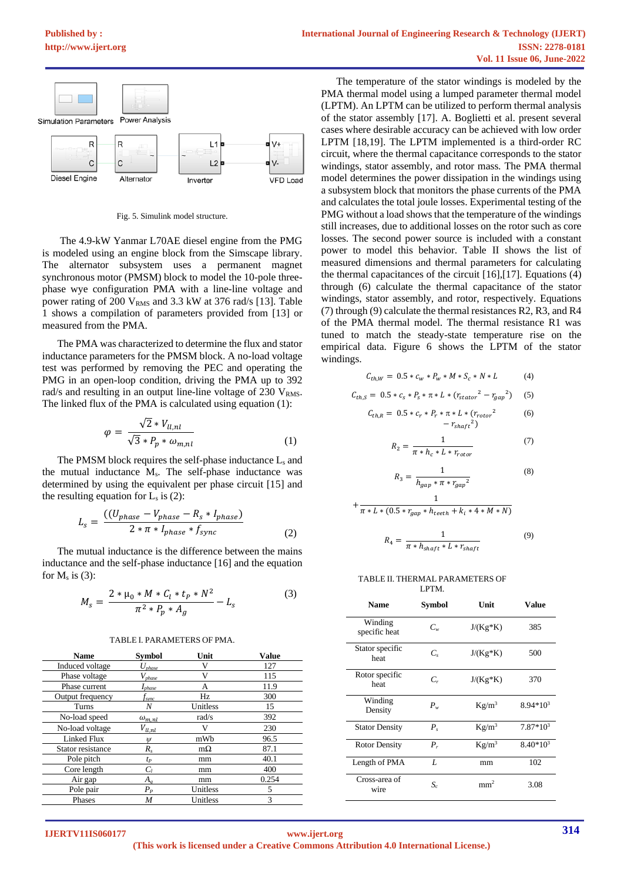Fig. 5. Simulink model structure.

The 4.9-kW Yanmar L70AE diesel engine from the PMG is modeled using an engine block from the Simscape library. The alternator subsystem uses a permanent magnet synchronous motor (PMSM) block to model the 10-pole three-phase wye configuration PMA with a line-line voltage and power rating of 200 $V_{RMS}$ and 3.3 kW at 376 rad/s [13]. Table 1 shows a compilation of parameters provided from [13] or measured from the PMA.

The PMA was characterized to determine the flux and stator inductance parameters for the PMSM block. A no-load voltage test was performed by removing the PEC and operating the PMG in an open-loop condition, driving the PMA up to 392 rad/s and resulting in an output line-line voltage of 230 $V_{RMS}$. The linked flux of the PMA is calculated using equation (1):

$$\varphi = \frac{\sqrt{2} * V_{ll,nl}}{\sqrt{3} * P_p * \omega_{m,nl}} \quad (1)$$

The PMSM block requires the self-phase inductance $L_s$ and the mutual inductance $M_s$. The self-phase inductance was determined by using the equivalent per phase circuit [15] and the resulting equation for $L_s$ is (2):

$$L_s = \frac{((U_{phase} - V_{phase} - R_s * I_{phase})}{2 * \pi * I_{phase} * f_{sync}} \quad (2)$$

The mutual inductance is the difference between the mains inductance and the self-phase inductance [16] and the equation for $M_s$ is (3):

$$M_s = \frac{2 * \mu_0 * M * C_l * t_P * N^2}{\pi^2 * P_p * A_g} - L_s \quad (3)$$

TABLE I. PARAMETERS OF PMA.

| Name | Symbol | Unit | Value |
|---|---|---|---|
| Induced voltage | $U_{phase}$ | V | 127 |
| Phase voltage | $V_{phase}$ | V | 115 |
| Phase current | $I_{phase}$ | A | 11.9 |
| Output frequency | $f_{sync}$ | Hz | 300 |
| Turns | $N$ | Unitless | 15 |
| No-load speed | $\omega_{m,nl}$ | rad/s | 392 |
| No-load voltage | $V_{ll,nl}$ | V | 230 |
| Linked Flux | $\psi$ | mWb | 96.5 |
| Stator resistance | $R_s$ | mΩ | 87.1 |
| Pole pitch | $t_P$ | mm | 40.1 |
| Core length | $C_l$ | mm | 400 |
| Air gap | $A_g$ | mm | 0.254 |
| Pole pair | $P_p$ | Unitless | 5 |
| Phases | $M$ | Unitless | 3 |

The temperature of the stator windings is modeled by the PMA thermal model using a lumped parameter thermal model (LPTM). An LPTM can be utilized to perform thermal analysis of the stator assembly [17]. A. Boglietti et al. present several cases where desirable accuracy can be achieved with low order LPTM [18,19]. The LPTM implemented is a third-order RC circuit, where the thermal capacitance corresponds to the stator windings, stator assembly, and rotor mass. The PMA thermal model determines the power dissipation in the windings using a subsystem block that monitors the phase currents of the PMA and calculates the total joule losses. Experimental testing of the PMG without a load shows that the temperature of the windings still increases, due to additional losses on the rotor such as core losses. The second power source is included with a constant power to model this behavior. Table II shows the list of measured dimensions and thermal parameters for calculating the thermal capacitances of the circuit [16],[17]. Equations (4) through (6) calculate the thermal capacitance of the stator windings, stator assembly, and rotor, respectively. Equations (7) through (9) calculate the thermal resistances R2, R3, and R4 of the PMA thermal model. The thermal resistance R1 was tuned to match the steady-state temperature rise on the empirical data. Figure 6 shows the LPTM of the stator windings.

$$C_{th,W} = 0.5 * c_w * P_w * M * S_c * N * L \quad (4)$$

$$C_{th,S} = 0.5 * c_s * P_s * \pi * L * (r_{stator}{}^2 - r_{gap}{}^2) \quad (5)$$

$$C_{th,R} = 0.5 * c_r * P_r * \pi * L * (r_{rotor}{}^2 - r_{shaft}{}^2) \quad (6)$$

$$R_2 = \frac{1}{\pi * h_c * L * r_{rotor}} \quad (7)$$

$$R_3 = \frac{1}{h_{gap} * \pi * r_{gap}{}^2} + \frac{1}{\pi * L * (0.5 * r_{gap} * h_{teeth} + k_i * 4 * M * N)} \quad (8)$$

$$R_4 = \frac{1}{\pi * h_{shaft} * L * r_{shaft}} \quad (9)$$

TABLE II. THERMAL PARAMETERS OF LPTM.

| Name | Symbol | Unit | Value |
|---|---|---|---|
| Winding specific heat | $C_w$ | J/(Kg*K) | 385 |
| Stator specific heat | $C_s$ | J/(Kg*K) | 500 |
| Rotor specific heat | $C_r$ | J/(Kg*K) | 370 |
| Winding Density | $P_w$ | Kg/m$^3$ | 8.94*10$^3$ |
| Stator Density | $P_s$ | Kg/m$^3$ | 7.87*10$^3$ |
| Rotor Density | $P_r$ | Kg/m$^3$ | 8.40*10$^3$ |
| Length of PMA | $L$ | mm | 102 |
| Cross-area of wire | $S_c$ | mm$^2$ | 3.08 |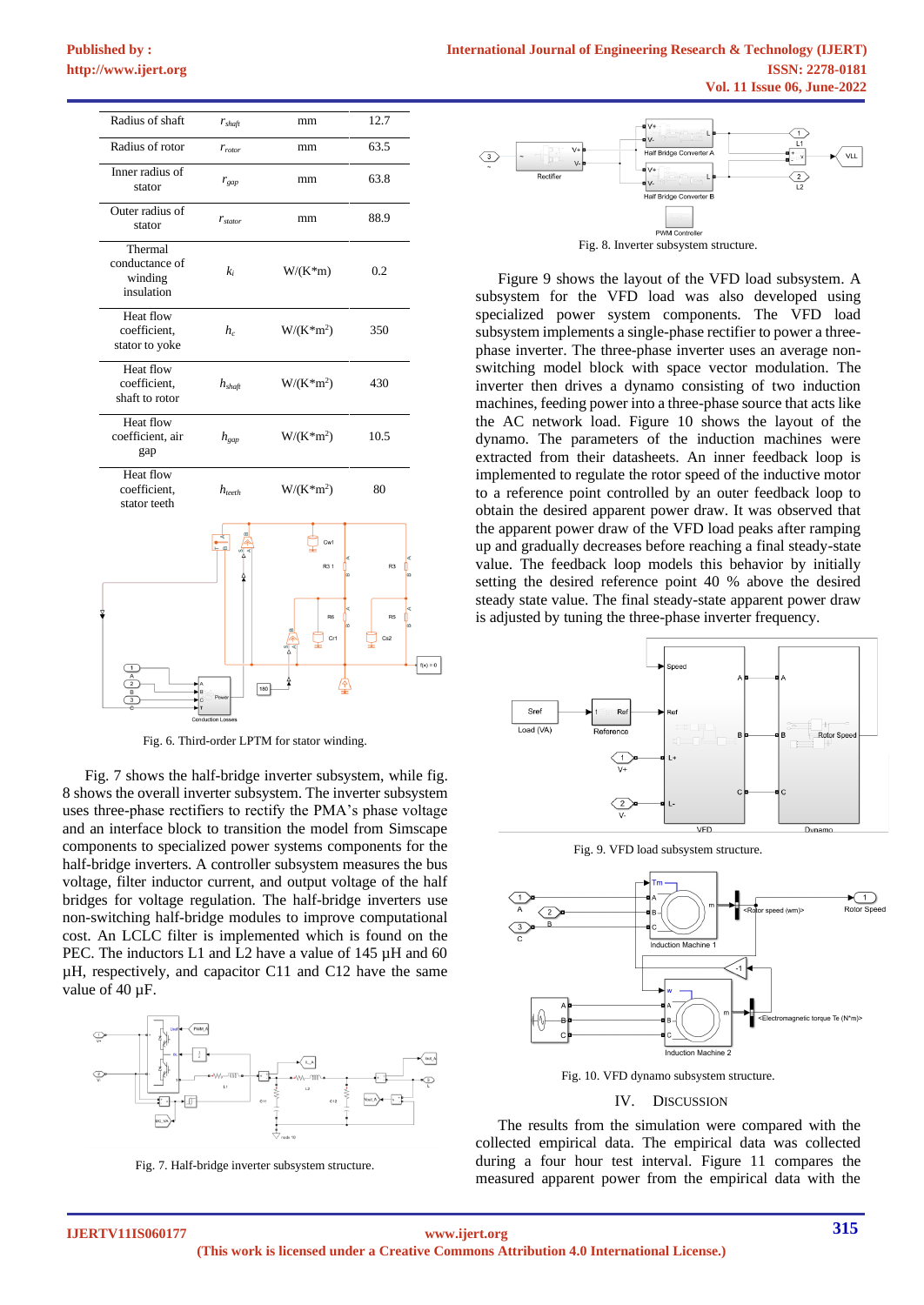| Radius of shaft | $r_{shaft}$ | mm | 12.7 |
|---|---|---|---|
| Radius of rotor | $r_{rotor}$ | mm | 63.5 |
| Inner radius of stator | $r_{gap}$ | mm | 63.8 |
| Outer radius of stator | $r_{stator}$ | mm | 88.9 |
| Thermal conductance of winding insulation | $k_i$ | W/(K*m) | 0.2 |
| Heat flow coefficient, stator to yoke | $h_c$ | W/(K*m$^2$) | 350 |
| Heat flow coefficient, shaft to rotor | $h_{shaft}$ | W/(K*m$^2$) | 430 |
| Heat flow coefficient, air gap | $h_{gap}$ | W/(K*m$^2$) | 10.5 |
| Heat flow coefficient, stator teeth | $h_{teeth}$ | W/(K*m$^2$) | 80 |

Fig. 6. Third-order LPTM for stator winding.

Fig. 7 shows the half-bridge inverter subsystem, while fig. 8 shows the overall inverter subsystem. The inverter subsystem uses three-phase rectifiers to rectify the PMA's phase voltage and an interface block to transition the model from Simscape components to specialized power systems components for the half-bridge inverters. A controller subsystem measures the bus voltage, filter inductor current, and output voltage of the half bridges for voltage regulation. The half-bridge inverters use non-switching half-bridge modules to improve computational cost. An LCLC filter is implemented which is found on the PEC. The inductors L1 and L2 have a value of 145 µH and 60 µH, respectively, and capacitor C11 and C12 have the same value of 40 µF.

Fig. 7. Half-bridge inverter subsystem structure.

Fig. 8. Inverter subsystem structure.

Figure 9 shows the layout of the VFD load subsystem. A subsystem for the VFD load was also developed using specialized power system components. The VFD load subsystem implements a single-phase rectifier to power a three-phase inverter. The three-phase inverter uses an average non-switching model block with space vector modulation. The inverter then drives a dynamo consisting of two induction machines, feeding power into a three-phase source that acts like the AC network load. Figure 10 shows the layout of the dynamo. The parameters of the induction machines were extracted from their datasheets. An inner feedback loop is implemented to regulate the rotor speed of the inductive motor to a reference point controlled by an outer feedback loop to obtain the desired apparent power draw. It was observed that the apparent power draw of the VFD load peaks after ramping up and gradually decreases before reaching a final steady-state value. The feedback loop models this behavior by initially setting the desired reference point 40 % above the desired steady state value. The final steady-state apparent power draw is adjusted by tuning the three-phase inverter frequency.

Fig. 9. VFD load subsystem structure.

Fig. 10. VFD dynamo subsystem structure.

## IV. Discussion

The results from the simulation were compared with the collected empirical data. The empirical data was collected during a four hour test interval. Figure 11 compares the measured apparent power from the empirical data with the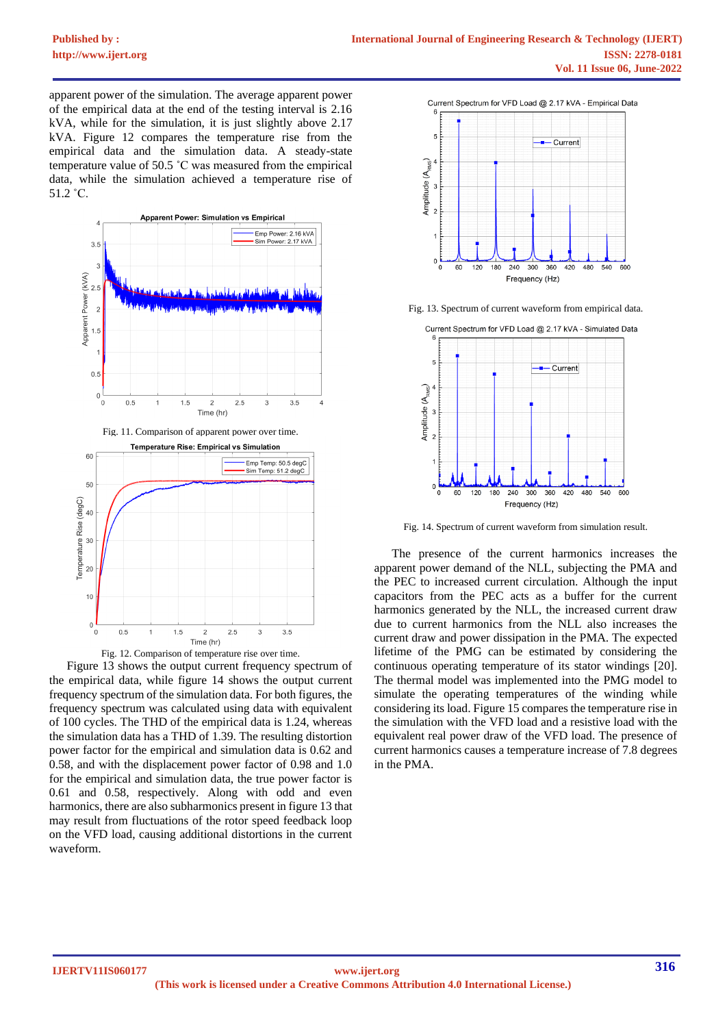apparent power of the simulation. The average apparent power of the empirical data at the end of the testing interval is 2.16 kVA, while for the simulation, it is just slightly above 2.17 kVA. Figure 12 compares the temperature rise from the empirical data and the simulation data. A steady-state temperature value of 50.5 ˚C was measured from the empirical data, while the simulation achieved a temperature rise of 51.2 ˚C.

Fig. 11. Comparison of apparent power over time.

Fig. 12. Comparison of temperature rise over time.

Figure 13 shows the output current frequency spectrum of the empirical data, while figure 14 shows the output current frequency spectrum of the simulation data. For both figures, the frequency spectrum was calculated using data with equivalent of 100 cycles. The THD of the empirical data is 1.24, whereas the simulation data has a THD of 1.39. The resulting distortion power factor for the empirical and simulation data is 0.62 and 0.58, and with the displacement power factor of 0.98 and 1.0 for the empirical and simulation data, the true power factor is 0.61 and 0.58, respectively. Along with odd and even harmonics, there are also subharmonics present in figure 13 that may result from fluctuations of the rotor speed feedback loop on the VFD load, causing additional distortions in the current waveform.

Fig. 13. Spectrum of current waveform from empirical data.

Fig. 14. Spectrum of current waveform from simulation result.

The presence of the current harmonics increases the apparent power demand of the NLL, subjecting the PMA and the PEC to increased current circulation. Although the input capacitors from the PEC acts as a buffer for the current harmonics generated by the NLL, the increased current draw due to current harmonics from the NLL also increases the current draw and power dissipation in the PMA. The expected lifetime of the PMG can be estimated by considering the continuous operating temperature of its stator windings [20]. The thermal model was implemented into the PMG model to simulate the operating temperatures of the winding while considering its load. Figure 15 compares the temperature rise in the simulation with the VFD load and a resistive load with the equivalent real power draw of the VFD load. The presence of current harmonics causes a temperature increase of 7.8 degrees in the PMA.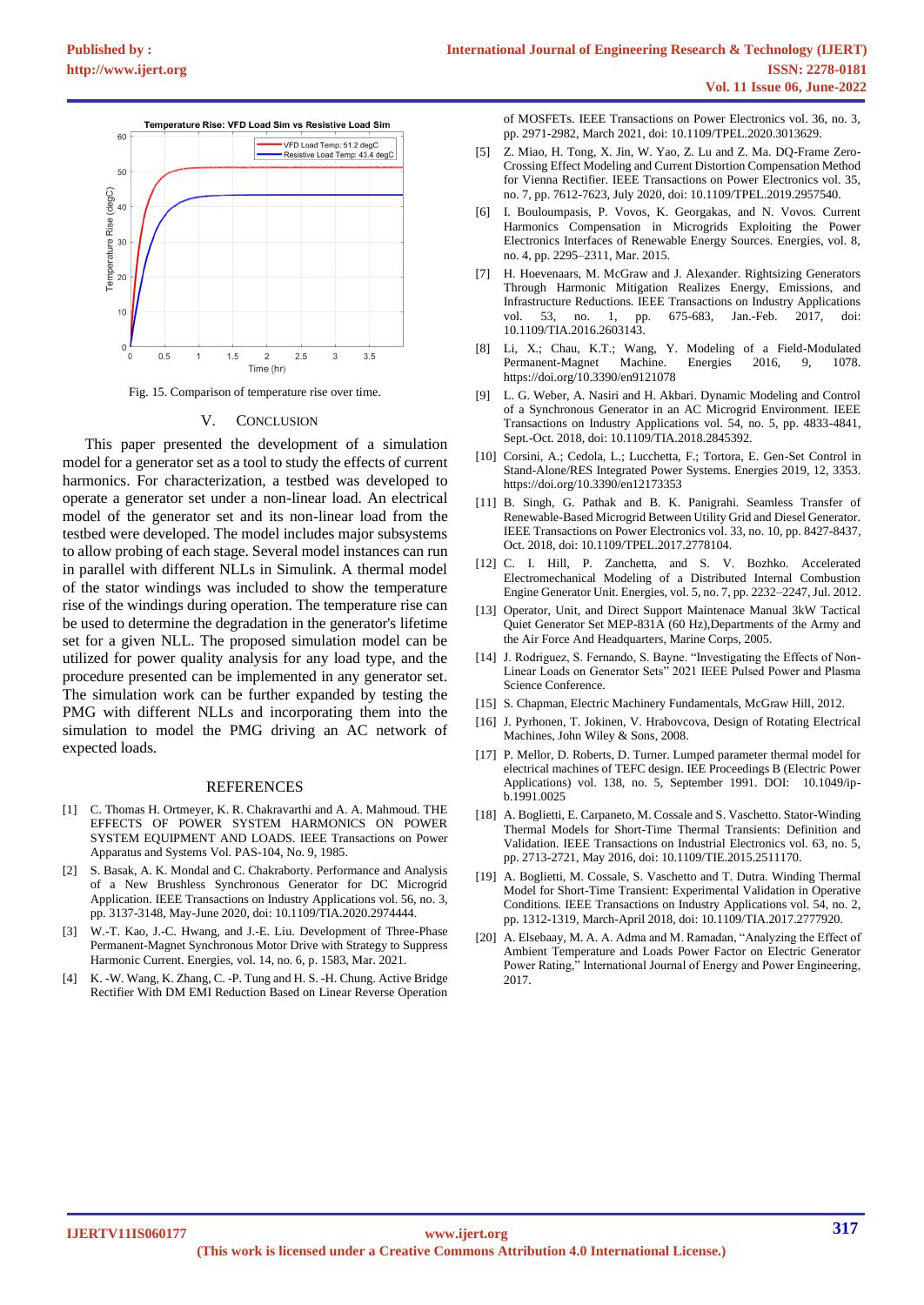Temperature Rise: VFD Load Sim vs Resistive Load Sim

VFD Load Temp: 51.2 degC

Resistive Load Temp: 43.4 degC

Temperature Rise (degC)

0
10
20
30
40
50
60

Time (hr)

0
0.5
1
1.5
2
2.5
3
3.5

Fig. 15. Comparison of temperature rise over time.

## V. CONCLUSION

This paper presented the development of a simulation model for a generator set as a tool to study the effects of current harmonics. For characterization, a testbed was developed to operate a generator set under a non-linear load. An electrical model of the generator set and its non-linear load from the testbed were developed. The model includes major subsystems to allow probing of each stage. Several model instances can run in parallel with different NLLs in Simulink. A thermal model of the stator windings was included to show the temperature rise of the windings during operation. The temperature rise can be used to determine the degradation in the generator's lifetime set for a given NLL. The proposed simulation model can be utilized for power quality analysis for any load type, and the procedure presented can be implemented in any generator set. The simulation work can be further expanded by testing the PMG with different NLLs and incorporating them into the simulation to model the PMG driving an AC network of expected loads.

## REFERENCES

[1] C. Thomas H. Ortmeyer, K. R. Chakravarthi and A. A. Mahmoud. THE EFFECTS OF POWER SYSTEM HARMONICS ON POWER SYSTEM EQUIPMENT AND LOADS. IEEE Transactions on Power Apparatus and Systems Vol. PAS-104, No. 9, 1985.

[2] S. Basak, A. K. Mondal and C. Chakraborty. Performance and Analysis of a New Brushless Synchronous Generator for DC Microgrid Application. IEEE Transactions on Industry Applications vol. 56, no. 3, pp. 3137-3148, May-June 2020, doi: 10.1109/TIA.2020.2974444.

[3] W.-T. Kao, J.-C. Hwang, and J.-E. Liu. Development of Three-Phase Permanent-Magnet Synchronous Motor Drive with Strategy to Suppress Harmonic Current. Energies, vol. 14, no. 6, p. 1583, Mar. 2021.

[4] K. -W. Wang, K. Zhang, C. -P. Tung and H. S. -H. Chung. Active Bridge Rectifier With DM EMI Reduction Based on Linear Reverse Operation of MOSFETs. IEEE Transactions on Power Electronics vol. 36, no. 3, pp. 2971-2982, March 2021, doi: 10.1109/TPEL.2020.3013629.

[5] Z. Miao, H. Tong, X. Jin, W. Yao, Z. Lu and Z. Ma. DQ-Frame Zero-Crossing Effect Modeling and Current Distortion Compensation Method for Vienna Rectifier. IEEE Transactions on Power Electronics vol. 35, no. 7, pp. 7612-7623, July 2020, doi: 10.1109/TPEL.2019.2957540.

[6] I. Bouloumpasis, P. Vovos, K. Georgakas, and N. Vovos. Current Harmonics Compensation in Microgrids Exploiting the Power Electronics Interfaces of Renewable Energy Sources. Energies, vol. 8, no. 4, pp. 2295–2311, Mar. 2015.

[7] H. Hoevenaars, M. McGraw and J. Alexander. Rightsizing Generators Through Harmonic Mitigation Realizes Energy, Emissions, and Infrastructure Reductions. IEEE Transactions on Industry Applications vol. 53, no. 1, pp. 675-683, Jan.-Feb. 2017, doi: 10.1109/TIA.2016.2603143.

[8] Li, X.; Chau, K.T.; Wang, Y. Modeling of a Field-Modulated Permanent-Magnet Machine. Energies 2016, 9, 1078. https://doi.org/10.3390/en9121078

[9] L. G. Weber, A. Nasiri and H. Akbari. Dynamic Modeling and Control of a Synchronous Generator in an AC Microgrid Environment. IEEE Transactions on Industry Applications vol. 54, no. 5, pp. 4833-4841, Sept.-Oct. 2018, doi: 10.1109/TIA.2018.2845392.

[10] Corsini, A.; Cedola, L.; Lucchetta, F.; Tortora, E. Gen-Set Control in Stand-Alone/RES Integrated Power Systems. Energies 2019, 12, 3353. https://doi.org/10.3390/en12173353

[11] B. Singh, G. Pathak and B. K. Panigrahi. Seamless Transfer of Renewable-Based Microgrid Between Utility Grid and Diesel Generator. IEEE Transactions on Power Electronics vol. 33, no. 10, pp. 8427-8437, Oct. 2018, doi: 10.1109/TPEL.2017.2778104.

[12] C. I. Hill, P. Zanchetta, and S. V. Bozhko. Accelerated Electromechanical Modeling of a Distributed Internal Combustion Engine Generator Unit. Energies, vol. 5, no. 7, pp. 2232–2247, Jul. 2012.

[13] Operator, Unit, and Direct Support Maintenace Manual 3kW Tactical Quiet Generator Set MEP-831A (60 Hz),Departments of the Army and the Air Force And Headquarters, Marine Corps, 2005.

[14] J. Rodriguez, S. Fernando, S. Bayne. "Investigating the Effects of Non-Linear Loads on Generator Sets" 2021 IEEE Pulsed Power and Plasma Science Conference.

[15] S. Chapman, Electric Machinery Fundamentals, McGraw Hill, 2012.

[16] J. Pyrhonen, T. Jokinen, V. Hrabovcova, Design of Rotating Electrical Machines, John Wiley & Sons, 2008.

[17] P. Mellor, D. Roberts, D. Turner. Lumped parameter thermal model for electrical machines of TEFC design. IEE Proceedings B (Electric Power Applications) vol. 138, no. 5, September 1991. DOI: 10.1049/ip-b.1991.0025

[18] A. Boglietti, E. Carpaneto, M. Cossale and S. Vaschetto. Stator-Winding Thermal Models for Short-Time Thermal Transients: Definition and Validation. IEEE Transactions on Industrial Electronics vol. 63, no. 5, pp. 2713-2721, May 2016, doi: 10.1109/TIE.2015.2511170.

[19] A. Boglietti, M. Cossale, S. Vaschetto and T. Dutra. Winding Thermal Model for Short-Time Transient: Experimental Validation in Operative Conditions. IEEE Transactions on Industry Applications vol. 54, no. 2, pp. 1312-1319, March-April 2018, doi: 10.1109/TIA.2017.2777920.

[20] A. Elsebaay, M. A. A. Adma and M. Ramadan, "Analyzing the Effect of Ambient Temperature and Loads Power Factor on Electric Generator Power Rating," International Journal of Energy and Power Engineering, 2017.